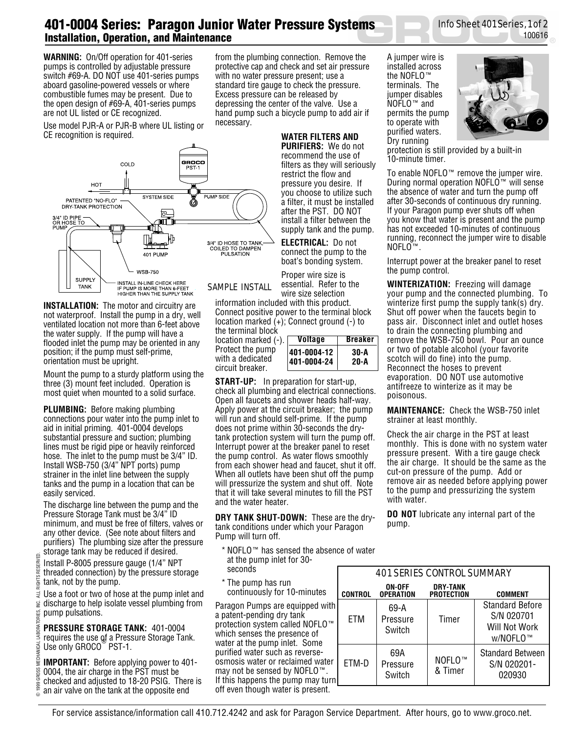# 401-0004 Series: Paragon Junior Water Pressure Systems

## Installation, Operation, and Maintenance

**WARNING:** On/Off operation for 401-series pumps is controlled by adjustable pressure switch #69-A. DO NOT use 401-series pumps aboard gasoline-powered vessels or where combustible fumes may be present. Due to the open design of #69-A, 401-series pumps are not UL listed or CE recognized.

Use model PJR-A or PJR-B where UL listing or CE recognition is required.

SAMPLE INSTALL

**INSTALLATION:** The motor and circuitry are not waterproof. Install the pump in a dry, well ventilated location not more than 6-feet above the water supply. If the pump will have a flooded inlet the pump may be oriented in any position; if the pump must self-prime, orientation must be upright.

Mount the pump to a sturdy platform using the three (3) mount feet included. Operation is most quiet when mounted to a solid surface.

**PLUMBING:** Before making plumbing connections pour water into the pump inlet to aid in initial priming. 401-0004 develops substantial pressure and suction; plumbing lines must be rigid pipe or heavily reinforced hose. The inlet to the pump must be 3/4" ID. Install WSB-750 (3/4" NPT ports) pump strainer in the inlet line between the supply tanks and the pump in a location that can be easily serviced.

The discharge line between the pump and the Pressure Storage Tank must be 3/4" ID minimum, and must be free of filters, valves or any other device. (See note about filters and purifiers) The plumbing size after the pressure storage tank may be reduced if desired.

Install P-8005 pressure gauge (1/4" NPT threaded connection) by the pressure storage tank, not by the pump.

Use a foot or two of hose at the pump inlet and discharge to help isolate vessel plumbing from pump pulsations.

**PRESSURE STORAGE TANK:** 401-0004 requires the use of a Pressure Storage Tank. Use only GROCO® PST-1.

**IMPORTANT:** Before applying power to 401-0004, the air charge in the PST must be checked and adjusted to 18-20 PSIG. There is an air valve on the tank at the opposite end from the plumbing connection. Remove the protective cap and check and set air pressure with no water pressure present; use a standard tire gauge to check the pressure. Excess pressure can be released by depressing the center of the valve. Use a hand pump such a bicycle pump to add air if necessary.

**WATER FILTERS AND PURIFIERS:** We do not recommend the use of filters as they will seriously restrict the flow and pressure you desire. If you choose to utilize such a filter, it must be installed after the PST. DO NOT install a filter between the supply tank and the pump.

**ELECTRICAL:** Do not connect the pump to the boat's bonding system.

Proper wire size is essential. Refer to the wire size selection information included with this product. Connect positive power to the terminal block location marked (+); Connect ground (-) to the terminal block location marked (-). Protect the pump with a dedicated circuit breaker.

| Voltage | Breaker |
|---|---|
| 401-0004-12 | 30-A |
| 401-0004-24 | 20-A |

**START-UP:** In preparation for start-up, check all plumbing and electrical connections. Open all faucets and shower heads half-way. Apply power at the circuit breaker; the pump will run and should self-prime. If the pump does not prime within 30-seconds the dry-tank protection system will turn the pump off. Interrupt power at the breaker panel to reset the pump control. As water flows smoothly from each shower head and faucet, shut it off. When all outlets have been shut off the pump will pressurize the system and shut off. Note that it will take several minutes to fill the PST and the water heater.

**DRY TANK SHUT-DOWN:** These are the dry-tank conditions under which your Paragon Pump will turn off.

* NOFLO™ has sensed the absence of water at the pump inlet for 30-seconds
* The pump has run continuously for 10-minutes

Paragon Pumps are equipped with a patent-pending dry tank protection system called NOFLO™ which senses the presence of water at the pump inlet. Some purified water such as reverse-osmosis water or reclaimed water may not be sensed by NOFLO™. If this happens the pump may turn off even though water is present.

A jumper wire is installed across the NOFLO™ terminals. The jumper disables NOFLO™ and permits the pump to operate with purified waters. Dry running protection is still provided by a built-in 10-minute timer.

To enable NOFLO™ remove the jumper wire. During normal operation NOFLO™ will sense the absence of water and turn the pump off after 30-seconds of continuous dry running. If your Paragon pump ever shuts off when you know that water is present and the pump has not exceeded 10-minutes of continuous running, reconnect the jumper wire to disable NOFLO™.

Interrupt power at the breaker panel to reset the pump control.

**WINTERIZATION:** Freezing will damage your pump and the connected plumbing. To winterize first pump the supply tank(s) dry. Shut off power when the faucets begin to pass air. Disconnect inlet and outlet hoses to drain the connecting plumbing and remove the WSB-750 bowl. Pour an ounce or two of potable alcohol (your favorite scotch will do fine) into the pump. Reconnect the hoses to prevent evaporation. DO NOT use automotive antifreeze to winterize as it may be poisonous.

**MAINTENANCE:** Check the WSB-750 inlet strainer at least monthly.

Check the air charge in the PST at least monthly. This is done with no system water pressure present. With a tire gauge check the air charge. It should be the same as the cut-on pressure of the pump. Add or remove air as needed before applying power to the pump and pressurizing the system with water.

**DO NOT** lubricate any internal part of the pump.

**401 SERIES CONTROL SUMMARY**

| CONTROL | ON-OFF OPERATION | DRY-TANK PROTECTION | COMMENT |
|---|---|---|---|
| ETM | 69-A Pressure Switch | Timer | Standard Before S/N 020701 Will Not Work w/NOFLO™ |
| ETM-D | 69A Pressure Switch | NOFLO™ & Timer | Standard Between S/N 020201-020930 |

© 1999 GROSS MECHANICAL LABORATORIES, INC. ALL RIGHTS RESERVED.

For service assistance/information call 410.712.4242 and ask for Paragon Service Department. After hours, go to www.groco.net.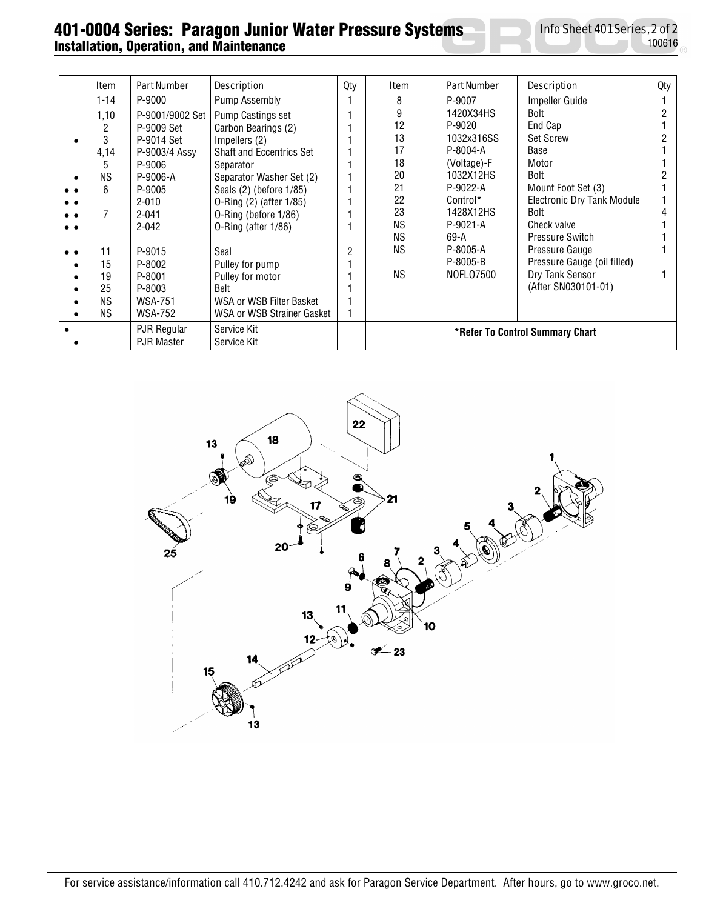# 401-0004 Series: Paragon Junior Water Pressure Systems
## Installation, Operation, and Maintenance

| | Item | Part Number | Description | Qty | Item | Part Number | Description | Qty |
|---|---|---|---|---|---|---|---|---|
| | 1-14 | P-9000 | Pump Assembly | 1 | 8 | P-9007 | Impeller Guide | 1 |
| | 1,10 | P-9001/9002 Set | Pump Castings set | 1 | 9 | 1420X34HS | Bolt | 2 |
| | 2 | P-9009 Set | Carbon Bearings (2) | 1 | 12 | P-9020 | End Cap | 1 |
| • | 3 | P-9014 Set | Impellers (2) | 1 | 13 | 1032x316SS | Set Screw | 2 |
| | 4,14 | P-9003/4 Assy | Shaft and Eccentrics Set | 1 | 17 | P-8004-A | Base | 1 |
| | 5 | P-9006 | Separator | 1 | 18 | (Voltage)-F | Motor | 1 |
| • | NS | P-9006-A | Separator Washer Set (2) | 1 | 20 | 1032X12HS | Bolt | 2 |
| • • | 6 | P-9005 | Seals (2) (before 1/85) | 1 | 21 | P-9022-A | Mount Foot Set (3) | 1 |
| • • | | 2-010 | O-Ring (2) (after 1/85) | 1 | 22 | Control* | Electronic Dry Tank Module | 1 |
| • • | 7 | 2-041 | O-Ring (before 1/86) | 1 | 23 | 1428X12HS | Bolt | 4 |
| • • | | 2-042 | O-Ring (after 1/86) | 1 | NS | P-9021-A | Check valve | 1 |
| | | | | | NS | 69-A | Pressure Switch | 1 |
| • • | 11 | P-9015 | Seal | 2 | NS | P-8005-A | Pressure Gauge | 1 |
| • | 15 | P-8002 | Pulley for pump | 1 | | P-8005-B | Pressure Gauge (oil filled) | |
| • | 19 | P-8001 | Pulley for motor | 1 | NS | NOFLO7500 | Dry Tank Sensor (After SN030101-01) | 1 |
| • | 25 | P-8003 | Belt | 1 | | | | |
| • | NS | WSA-751 | WSA or WSB Filter Basket | 1 | | | | |
| • | NS | WSA-752 | WSA or WSB Strainer Gasket | 1 | | | | |
| • | | PJR Regular | Service Kit | | *Refer To Control Summary Chart | | | |
| • | | PJR Master | Service Kit | | | | | |

22
13
18
1
2
3
21
19
17
5
4
4
25
20
6
7
8
2
3
9
11
13
10
12
23
14
15
13

For service assistance/information call 410.712.4242 and ask for Paragon Service Department. After hours, go to www.groco.net.